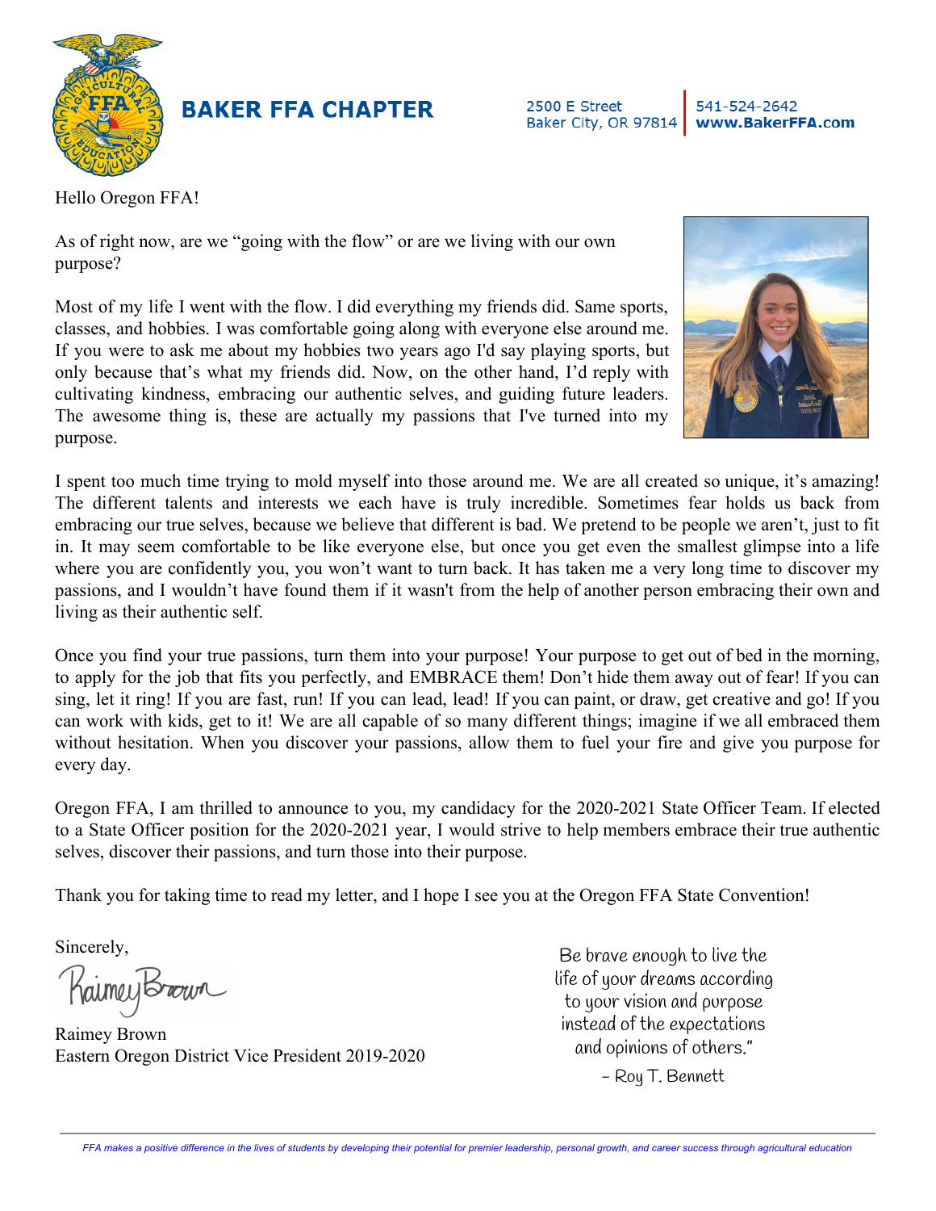# BAKER FFA CHAPTER

2500 E Street
Baker City, OR 97814

541-524-2642
**www.BakerFFA.com**

Hello Oregon FFA!

As of right now, are we "going with the flow" or are we living with our own purpose?

Most of my life I went with the flow. I did everything my friends did. Same sports, classes, and hobbies. I was comfortable going along with everyone else around me. If you were to ask me about my hobbies two years ago I'd say playing sports, but only because that's what my friends did. Now, on the other hand, I'd reply with cultivating kindness, embracing our authentic selves, and guiding future leaders. The awesome thing is, these are actually my passions that I've turned into my purpose.

I spent too much time trying to mold myself into those around me. We are all created so unique, it's amazing! The different talents and interests we each have is truly incredible. Sometimes fear holds us back from embracing our true selves, because we believe that different is bad. We pretend to be people we aren't, just to fit in. It may seem comfortable to be like everyone else, but once you get even the smallest glimpse into a life where you are confidently you, you won't want to turn back. It has taken me a very long time to discover my passions, and I wouldn't have found them if it wasn't from the help of another person embracing their own and living as their authentic self.

Once you find your true passions, turn them into your purpose! Your purpose to get out of bed in the morning, to apply for the job that fits you perfectly, and EMBRACE them! Don't hide them away out of fear! If you can sing, let it ring! If you are fast, run! If you can lead, lead! If you can paint, or draw, get creative and go! If you can work with kids, get to it! We are all capable of so many different things; imagine if we all embraced them without hesitation. When you discover your passions, allow them to fuel your fire and give you purpose for every day.

Oregon FFA, I am thrilled to announce to you, my candidacy for the 2020-2021 State Officer Team. If elected to a State Officer position for the 2020-2021 year, I would strive to help members embrace their true authentic selves, discover their passions, and turn those into their purpose.

Thank you for taking time to read my letter, and I hope I see you at the Oregon FFA State Convention!

Sincerely,

Raimey Brown
Eastern Oregon District Vice President 2019-2020

Be brave enough to live the life of your dreams according to your vision and purpose instead of the expectations and opinions of others."

– Roy T. Bennett

*FFA makes a positive difference in the lives of students by developing their potential for premier leadership, personal growth, and career success through agricultural education*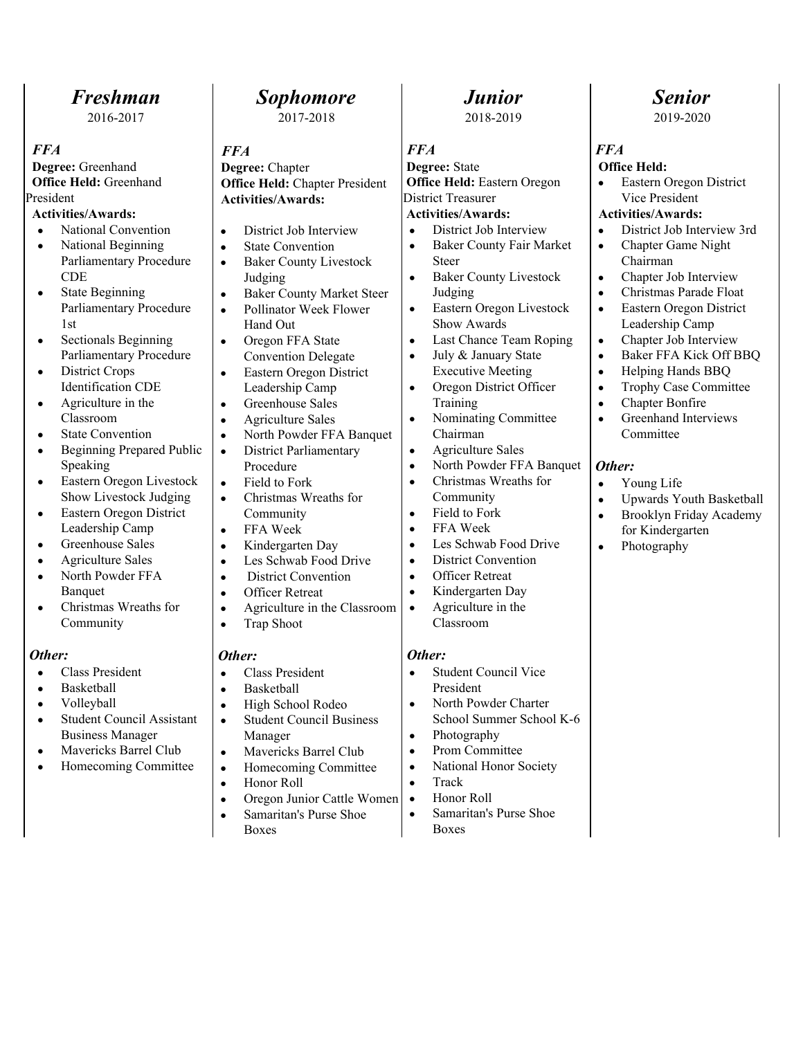## *Freshman*

2016-2017

### *FFA*

**Degree:** Greenhand

**Office Held:** Greenhand President

**Activities/Awards:**

- National Convention
- National Beginning Parliamentary Procedure CDE
- State Beginning Parliamentary Procedure 1st
- Sectionals Beginning Parliamentary Procedure
- District Crops Identification CDE
- Agriculture in the Classroom
- State Convention
- Beginning Prepared Public Speaking
- Eastern Oregon Livestock Show Livestock Judging
- Eastern Oregon District Leadership Camp
- Greenhouse Sales
- Agriculture Sales
- North Powder FFA Banquet
- Christmas Wreaths for Community

### *Other:*

- Class President
- Basketball
- Volleyball
- Student Council Assistant Business Manager
- Mavericks Barrel Club
- Homecoming Committee

## *Sophomore*

2017-2018

### *FFA*

**Degree:** Chapter

**Office Held:** Chapter President

**Activities/Awards:**

- District Job Interview
- State Convention
- Baker County Livestock Judging
- Baker County Market Steer
- Pollinator Week Flower Hand Out
- Oregon FFA State Convention Delegate
- Eastern Oregon District Leadership Camp
- Greenhouse Sales
- Agriculture Sales
- North Powder FFA Banquet
- District Parliamentary Procedure
- Field to Fork
- Christmas Wreaths for Community
- FFA Week
- Kindergarten Day
- Les Schwab Food Drive
- District Convention
- Officer Retreat
- Agriculture in the Classroom
- Trap Shoot

### *Other:*

- Class President
- Basketball
- High School Rodeo
- Student Council Business Manager
- Mavericks Barrel Club
- Homecoming Committee
- Honor Roll
- Oregon Junior Cattle Women
- Samaritan's Purse Shoe Boxes

## *Junior*

2018-2019

### *FFA*

**Degree:** State

**Office Held:** Eastern Oregon District Treasurer

**Activities/Awards:**

- District Job Interview
- Baker County Fair Market Steer
- Baker County Livestock Judging
- Eastern Oregon Livestock Show Awards
- Last Chance Team Roping
- July & January State Executive Meeting
- Oregon District Officer Training
- Nominating Committee Chairman
- Agriculture Sales
- North Powder FFA Banquet
- Christmas Wreaths for Community
- Field to Fork
- FFA Week
- Les Schwab Food Drive
- District Convention
- Officer Retreat
- Kindergarten Day
- Agriculture in the Classroom

### *Other:*

- Student Council Vice President
- North Powder Charter School Summer School K-6
- Photography
- Prom Committee
- National Honor Society
- Track
- Honor Roll
- Samaritan's Purse Shoe Boxes

## *Senior*

2019-2020

### *FFA*

**Office Held:**

- Eastern Oregon District Vice President

**Activities/Awards:**

- District Job Interview 3rd
- Chapter Game Night Chairman
- Chapter Job Interview
- Christmas Parade Float
- Eastern Oregon District Leadership Camp
- Chapter Job Interview
- Baker FFA Kick Off BBQ
- Helping Hands BBQ
- Trophy Case Committee
- Chapter Bonfire
- Greenhand Interviews Committee

### *Other:*

- Young Life
- Upwards Youth Basketball
- Brooklyn Friday Academy for Kindergarten
- Photography